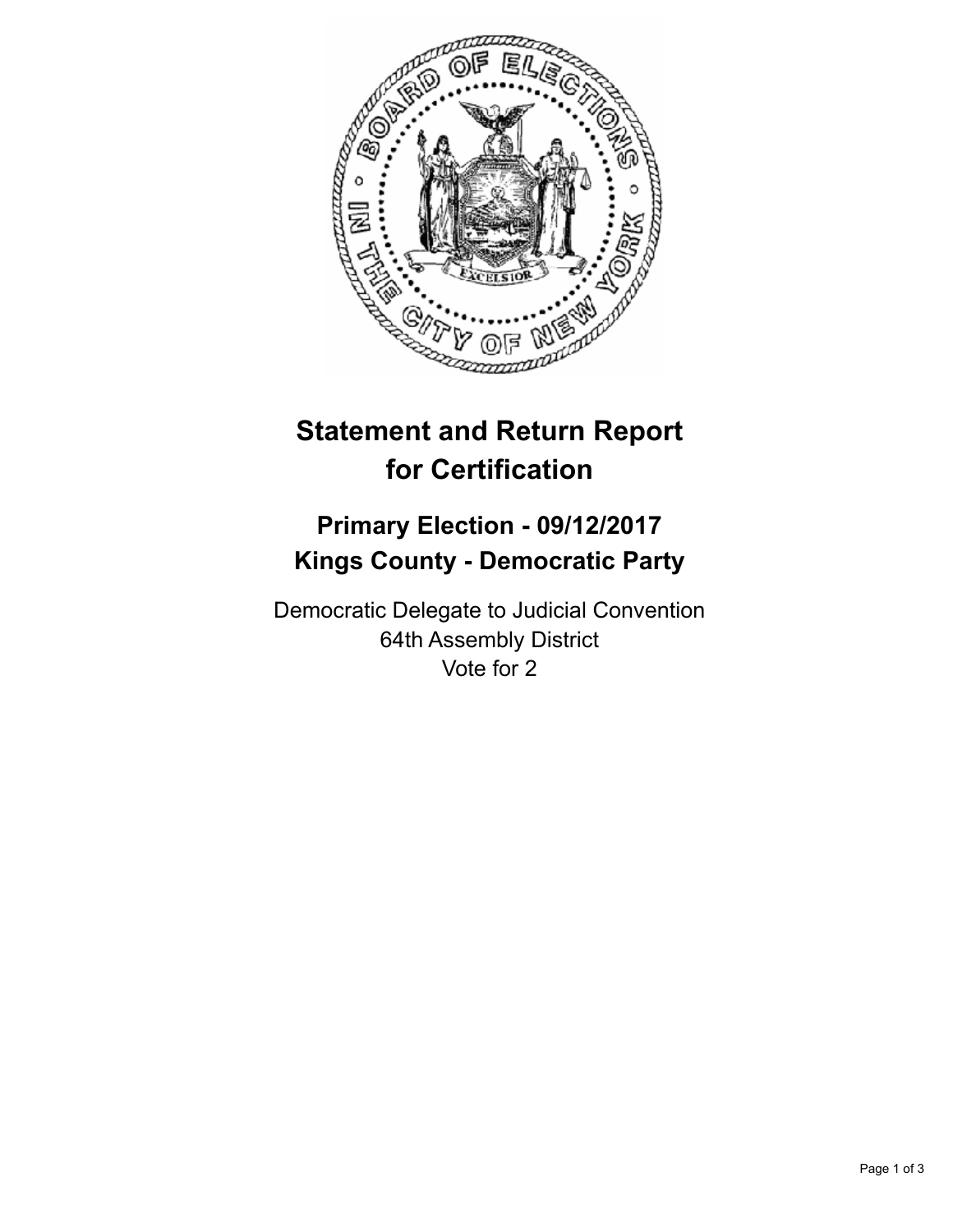# Statement and Return Report for Certification

## Primary Election - 09/12/2017
## Kings County - Democratic Party

Democratic Delegate to Judicial Convention
64th Assembly District
Vote for 2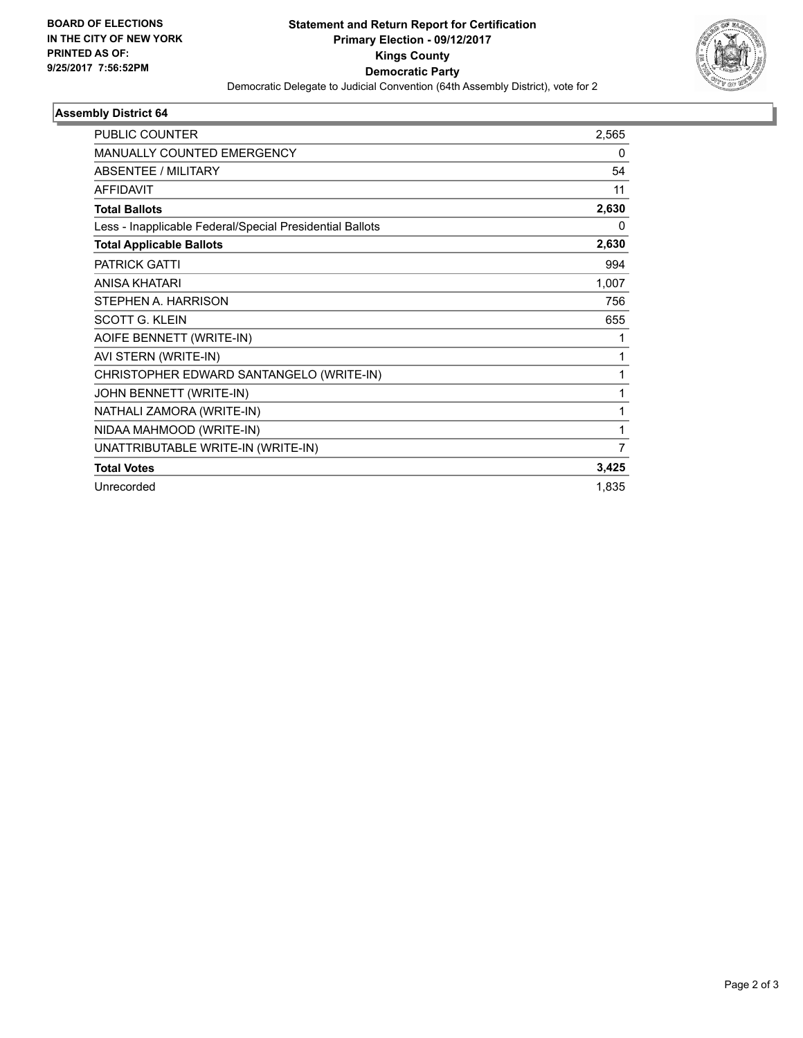**BOARD OF ELECTIONS**
**IN THE CITY OF NEW YORK**
**PRINTED AS OF:**
**9/25/2017 7:56:52PM**

**Statement and Return Report for Certification**
**Primary Election - 09/12/2017**
**Kings County**
**Democratic Party**
Democratic Delegate to Judicial Convention (64th Assembly District), vote for 2

### Assembly District 64

| | |
|---|---|
| PUBLIC COUNTER | 2,565 |
| MANUALLY COUNTED EMERGENCY | 0 |
| ABSENTEE / MILITARY | 54 |
| AFFIDAVIT | 11 |
| **Total Ballots** | **2,630** |
| Less - Inapplicable Federal/Special Presidential Ballots | 0 |
| **Total Applicable Ballots** | **2,630** |
| PATRICK GATTI | 994 |
| ANISA KHATARI | 1,007 |
| STEPHEN A. HARRISON | 756 |
| SCOTT G. KLEIN | 655 |
| AOIFE BENNETT (WRITE-IN) | 1 |
| AVI STERN (WRITE-IN) | 1 |
| CHRISTOPHER EDWARD SANTANGELO (WRITE-IN) | 1 |
| JOHN BENNETT (WRITE-IN) | 1 |
| NATHALI ZAMORA (WRITE-IN) | 1 |
| NIDAA MAHMOOD (WRITE-IN) | 1 |
| UNATTRIBUTABLE WRITE-IN (WRITE-IN) | 7 |
| **Total Votes** | **3,425** |
| Unrecorded | 1,835 |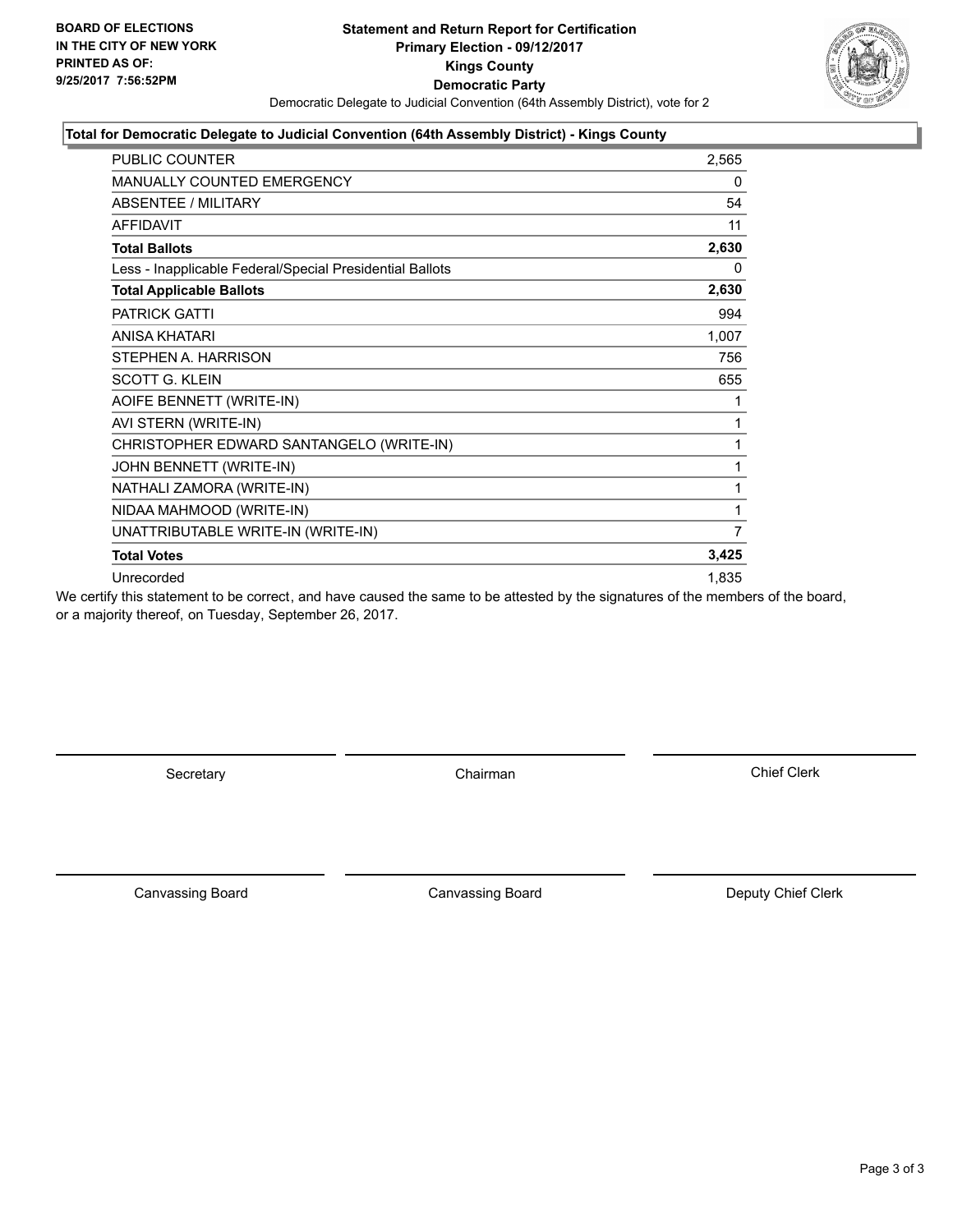**BOARD OF ELECTIONS IN THE CITY OF NEW YORK PRINTED AS OF: 9/25/2017 7:56:52PM**

# Statement and Return Report for Certification
## Primary Election - 09/12/2017
## Kings County
## Democratic Party

Democratic Delegate to Judicial Convention (64th Assembly District), vote for 2

### Total for Democratic Delegate to Judicial Convention (64th Assembly District) - Kings County

| | |
|---|---|
| PUBLIC COUNTER | 2,565 |
| MANUALLY COUNTED EMERGENCY | 0 |
| ABSENTEE / MILITARY | 54 |
| AFFIDAVIT | 11 |
| **Total Ballots** | **2,630** |
| Less - Inapplicable Federal/Special Presidential Ballots | 0 |
| **Total Applicable Ballots** | **2,630** |
| PATRICK GATTI | 994 |
| ANISA KHATARI | 1,007 |
| STEPHEN A. HARRISON | 756 |
| SCOTT G. KLEIN | 655 |
| AOIFE BENNETT (WRITE-IN) | 1 |
| AVI STERN (WRITE-IN) | 1 |
| CHRISTOPHER EDWARD SANTANGELO (WRITE-IN) | 1 |
| JOHN BENNETT (WRITE-IN) | 1 |
| NATHALI ZAMORA (WRITE-IN) | 1 |
| NIDAA MAHMOOD (WRITE-IN) | 1 |
| UNATTRIBUTABLE WRITE-IN (WRITE-IN) | 7 |
| **Total Votes** | **3,425** |
| Unrecorded | 1,835 |

We certify this statement to be correct, and have caused the same to be attested by the signatures of the members of the board, or a majority thereof, on Tuesday, September 26, 2017.

Secretary

Chairman

Chief Clerk

Canvassing Board

Canvassing Board

Deputy Chief Clerk